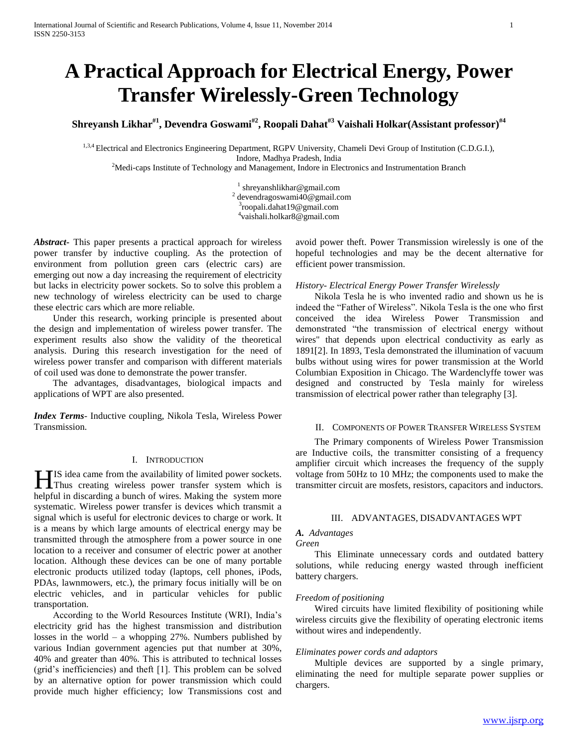# A Practical Approach for Electrical Energy, Power Transfer Wirelessly-Green Technology

**Shreyansh Likhar[#1], Devendra Goswami[#2], Roopali Dahat[#3] Vaishali Holkar(Assistant professor)[#4]**

[1,3,4] Electrical and Electronics Engineering Department, RGPV University, Chameli Devi Group of Institution (C.D.G.I.), Indore, Madhya Pradesh, India

[2] Medi-caps Institute of Technology and Management, Indore in Electronics and Instrumentation Branch

[1] shreyanshlikhar@gmail.com
[2] devendragoswami40@gmail.com
[3] roopali.dahat19@gmail.com
[4] vaishali.holkar8@gmail.com

***Abstract***- This paper presents a practical approach for wireless power transfer by inductive coupling. As the protection of environment from pollution green cars (electric cars) are emerging out now a day increasing the requirement of electricity but lacks in electricity power sockets. So to solve this problem a new technology of wireless electricity can be used to charge these electric cars which are more reliable.

Under this research, working principle is presented about the design and implementation of wireless power transfer. The experiment results also show the validity of the theoretical analysis. During this research investigation for the need of wireless power transfer and comparison with different materials of coil used was done to demonstrate the power transfer.

The advantages, disadvantages, biological impacts and applications of WPT are also presented.

***Index Terms***- Inductive coupling, Nikola Tesla, Wireless Power Transmission.

## I. Introduction

HIS idea came from the availability of limited power sockets. Thus creating wireless power transfer system which is helpful in discarding a bunch of wires. Making the system more systematic. Wireless power transfer is devices which transmit a signal which is useful for electronic devices to charge or work. It is a means by which large amounts of electrical energy may be transmitted through the atmosphere from a power source in one location to a receiver and consumer of electric power at another location. Although these devices can be one of many portable electronic products utilized today (laptops, cell phones, iPods, PDAs, lawnmowers, etc.), the primary focus initially will be on electric vehicles, and in particular vehicles for public transportation.

According to the World Resources Institute (WRI), India's electricity grid has the highest transmission and distribution losses in the world – a whopping 27%. Numbers published by various Indian government agencies put that number at 30%, 40% and greater than 40%. This is attributed to technical losses (grid's inefficiencies) and theft [1]. This problem can be solved by an alternative option for power transmission which could provide much higher efficiency; low Transmissions cost and avoid power theft. Power Transmission wirelessly is one of the hopeful technologies and may be the decent alternative for efficient power transmission.

*History- Electrical Energy Power Transfer Wirelessly*

Nikola Tesla he is who invented radio and shown us he is indeed the "Father of Wireless". Nikola Tesla is the one who first conceived the idea Wireless Power Transmission and demonstrated "the transmission of electrical energy without wires" that depends upon electrical conductivity as early as 1891[2]. In 1893, Tesla demonstrated the illumination of vacuum bulbs without using wires for power transmission at the World Columbian Exposition in Chicago. The Wardenclyffe tower was designed and constructed by Tesla mainly for wireless transmission of electrical power rather than telegraphy [3].

## II. Components of Power Transfer Wireless System

The Primary components of Wireless Power Transmission are Inductive coils, the transmitter consisting of a frequency amplifier circuit which increases the frequency of the supply voltage from 50Hz to 10 MHz; the components used to make the transmitter circuit are mosfets, resistors, capacitors and inductors.

## III. ADVANTAGES, DISADVANTAGES WPT

### *A. Advantages*

*Green*

This Eliminate unnecessary cords and outdated battery solutions, while reducing energy wasted through inefficient battery chargers.

*Freedom of positioning*

Wired circuits have limited flexibility of positioning while wireless circuits give the flexibility of operating electronic items without wires and independently.

*Eliminates power cords and adaptors*

Multiple devices are supported by a single primary, eliminating the need for multiple separate power supplies or chargers.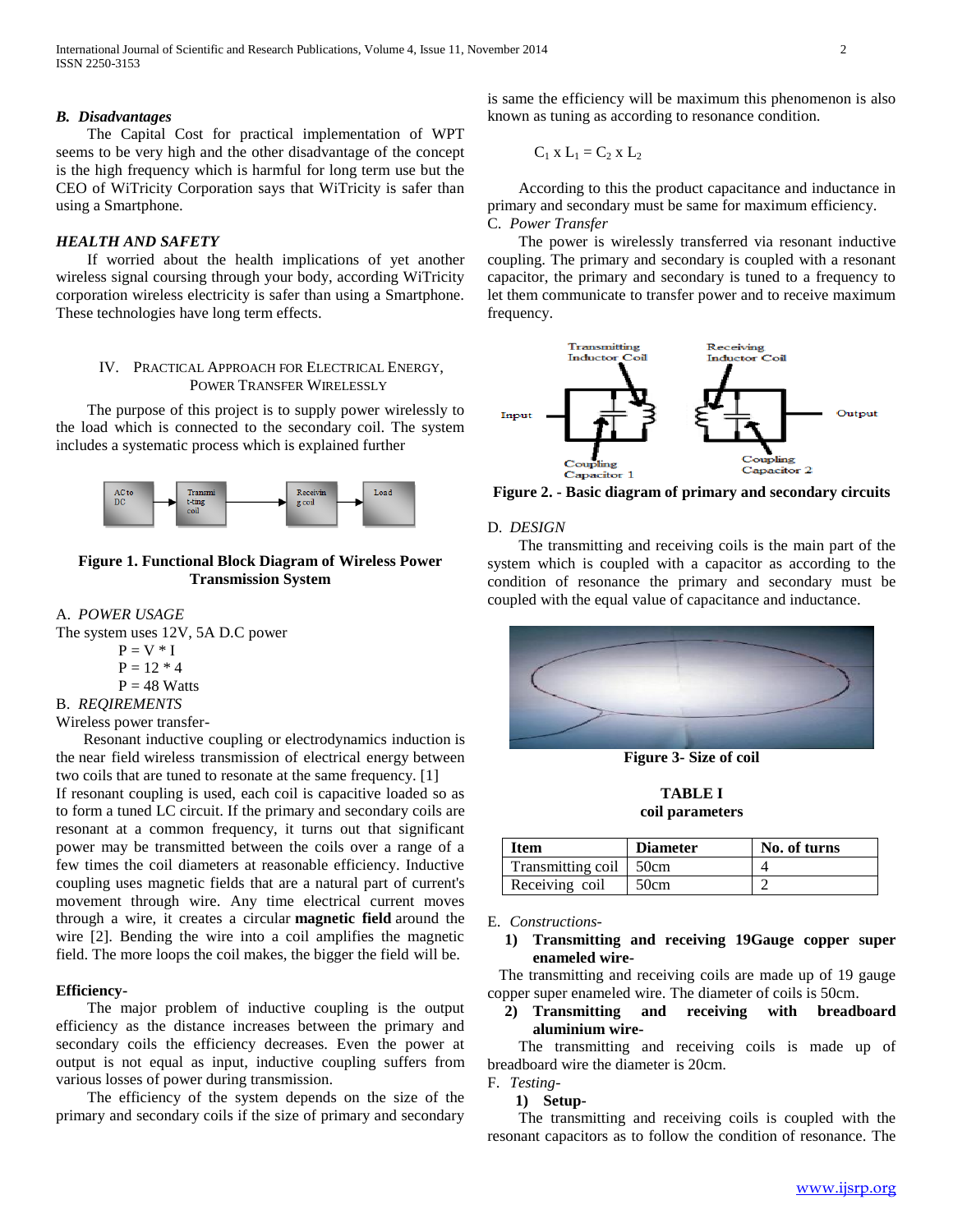### B. *Disadvantages*

The Capital Cost for practical implementation of WPT seems to be very high and the other disadvantage of the concept is the high frequency which is harmful for long term use but the CEO of WiTricity Corporation says that WiTricity is safer than using a Smartphone.

### *HEALTH AND SAFETY*

If worried about the health implications of yet another wireless signal coursing through your body, according WiTricity corporation wireless electricity is safer than using a Smartphone. These technologies have long term effects.

## IV. Practical Approach for Electrical Energy, Power Transfer Wirelessly

The purpose of this project is to supply power wirelessly to the load which is connected to the secondary coil. The system includes a systematic process which is explained further

AC to DC → Transmitting coil → Receiving coil → Load

**Figure 1. Functional Block Diagram of Wireless Power Transmission System**

A. *POWER USAGE*

The system uses 12V, 5A D.C power

$P = V * I$

$P = 12 * 4$

$P = 48$ Watts

B. *REQIREMENTS*

Wireless power transfer-

Resonant inductive coupling or electrodynamics induction is the near field wireless transmission of electrical energy between two coils that are tuned to resonate at the same frequency. [1]

If resonant coupling is used, each coil is capacitive loaded so as to form a tuned LC circuit. If the primary and secondary coils are resonant at a common frequency, it turns out that significant power may be transmitted between the coils over a range of a few times the coil diameters at reasonable efficiency. Inductive coupling uses magnetic fields that are a natural part of current's movement through wire. Any time electrical current moves through a wire, it creates a circular **magnetic field** around the wire [2]. Bending the wire into a coil amplifies the magnetic field. The more loops the coil makes, the bigger the field will be.

**Efficiency**-

The major problem of inductive coupling is the output efficiency as the distance increases between the primary and secondary coils the efficiency decreases. Even the power at output is not equal as input, inductive coupling suffers from various losses of power during transmission.

The efficiency of the system depends on the size of the primary and secondary coils if the size of primary and secondary is same the efficiency will be maximum this phenomenon is also known as tuning as according to resonance condition.

$$C_1 \times L_1 = C_2 \times L_2$$

According to this the product capacitance and inductance in primary and secondary must be same for maximum efficiency.

C. *Power Transfer*

The power is wirelessly transferred via resonant inductive coupling. The primary and secondary is coupled with a resonant capacitor, the primary and secondary is tuned to a frequency to let them communicate to transfer power and to receive maximum frequency.

Input | Transmitting Inductor Coil | Coupling Capacitor 1 | Receiving Inductor Coil | Coupling Capacitor 2 | Output

**Figure 2. - Basic diagram of primary and secondary circuits**

D. *DESIGN*

The transmitting and receiving coils is the main part of the system which is coupled with a capacitor as according to the condition of resonance the primary and secondary must be coupled with the equal value of capacitance and inductance.

**Figure 3- Size of coil**

**TABLE I**
**coil parameters**

| Item | Diameter | No. of turns |
|---|---|---|
| Transmitting coil | 50cm | 4 |
| Receiving coil | 50cm | 2 |

E. *Constructions-*

1) **Transmitting and receiving 19Gauge copper super enameled wire-**

The transmitting and receiving coils are made up of 19 gauge copper super enameled wire. The diameter of coils is 50cm.

2) **Transmitting and receiving with breadboard aluminium wire-**

The transmitting and receiving coils is made up of breadboard wire the diameter is 20cm.

F. *Testing-*

1) **Setup-**

The transmitting and receiving coils is coupled with the resonant capacitors as to follow the condition of resonance. The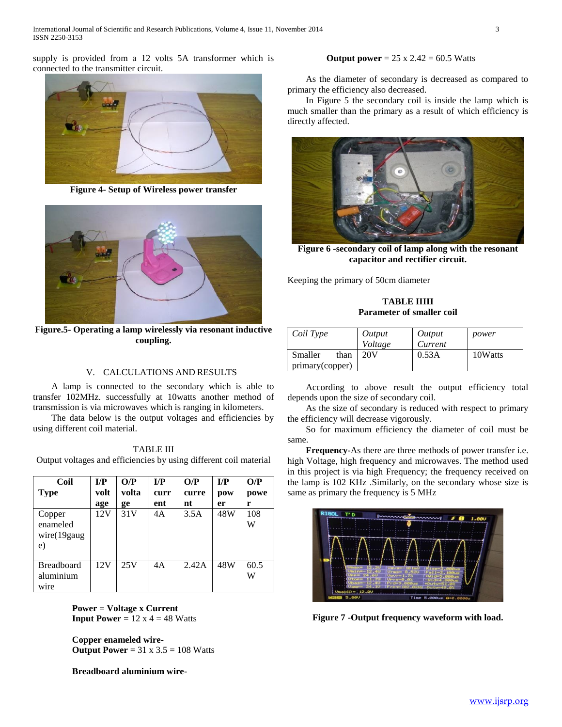supply is provided from a 12 volts 5A transformer which is connected to the transmitter circuit.

**Figure 4- Setup of Wireless power transfer**

**Figure.5- Operating a lamp wirelessly via resonant inductive coupling.**

## V. CALCULATIONS AND RESULTS

A lamp is connected to the secondary which is able to transfer 102MHz. successfully at 10watts another method of transmission is via microwaves which is ranging in kilometers.

The data below is the output voltages and efficiencies by using different coil material.

TABLE III
Output voltages and efficiencies by using different coil material

| Coil Type | I/P voltage | O/P voltage | I/P current | O/P current | I/P power | O/P power |
|---|---|---|---|---|---|---|
| Copper enameled wire(19gauge) | 12V | 31V | 4A | 3.5A | 48W | 108 W |
| Breadboard aluminium wire | 12V | 25V | 4A | 2.42A | 48W | 60.5 W |

**Power = Voltage x Current**
**Input Power =** 12 x 4 = 48 Watts

**Copper enameled wire-**
**Output Power** = 31 x 3.5 = 108 Watts

**Breadboard aluminium wire-**
**Output power** = 25 x 2.42 = 60.5 Watts

As the diameter of secondary is decreased as compared to primary the efficiency also decreased.

In Figure 5 the secondary coil is inside the lamp which is much smaller than the primary as a result of which efficiency is directly affected.

**Figure 6 -secondary coil of lamp along with the resonant capacitor and rectifier circuit.**

Keeping the primary of 50cm diameter

**TABLE IIIII**
**Parameter of smaller coil**

| *Coil Type* | *Output Voltage* | *Output Current* | *power* |
|---|---|---|---|
| Smaller than primary(copper) | 20V | 0.53A | 10Watts |

According to above result the output efficiency total depends upon the size of secondary coil.

As the size of secondary is reduced with respect to primary the efficiency will decrease vigorously.

So for maximum efficiency the diameter of coil must be same.

**Frequency-**As there are three methods of power transfer i.e. high Voltage, high frequency and microwaves. The method used in this project is via high Frequency; the frequency received on the lamp is 102 KHz .Similarly, on the secondary whose size is same as primary the frequency is 5 MHz

**Figure 7 -Output frequency waveform with load.**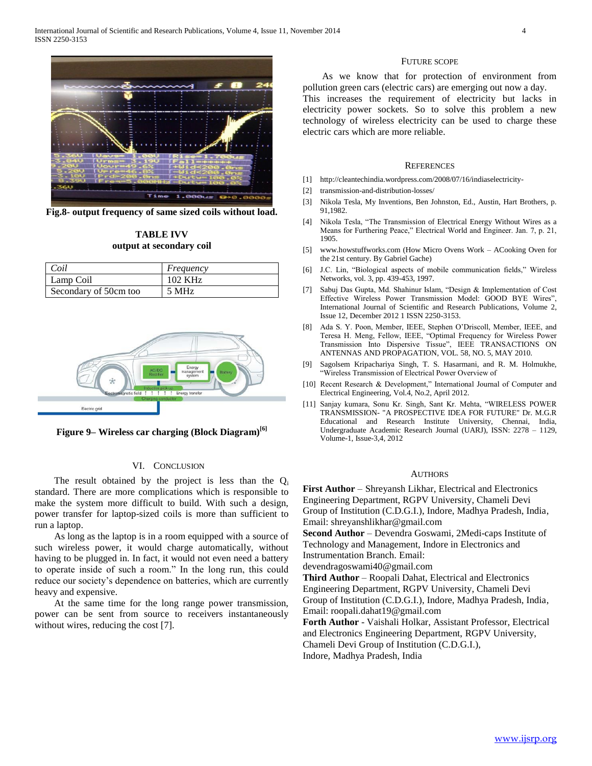Fig.8- output frequency of same sized coils without load.

**TABLE IVV**
**output at secondary coil**

| *Coil* | *Frequency* |
| --- | --- |
| Lamp Coil | 102 KHz |
| Secondary of 50cm too | 5 MHz |

**Figure 9– Wireless car charging (Block Diagram)[6]**

## VI. Conclusion

The result obtained by the project is less than the $Q_i$ standard. There are more complications which is responsible to make the system more difficult to build. With such a design, power transfer for laptop-sized coils is more than sufficient to run a laptop.

As long as the laptop is in a room equipped with a source of such wireless power, it would charge automatically, without having to be plugged in. In fact, it would not even need a battery to operate inside of such a room." In the long run, this could reduce our society's dependence on batteries, which are currently heavy and expensive.

At the same time for the long range power transmission, power can be sent from source to receivers instantaneously without wires, reducing the cost [7].

## Future Scope

As we know that for protection of environment from pollution green cars (electric cars) are emerging out now a day. This increases the requirement of electricity but lacks in electricity power sockets. So to solve this problem a new technology of wireless electricity can be used to charge these electric cars which are more reliable.

## References

[1] http://cleantechindia.wordpress.com/2008/07/16/indiaselectricity-

[2] transmission-and-distribution-losses/

[3] Nikola Tesla, My Inventions, Ben Johnston, Ed., Austin, Hart Brothers, p. 91,1982.

[4] Nikola Tesla, "The Transmission of Electrical Energy Without Wires as a Means for Furthering Peace," Electrical World and Engineer. Jan. 7, p. 21, 1905.

[5] www.howstuffworks.com (How Micro Ovens Work – ACooking Oven for the 21st century. By Gabriel Gache)

[6] J.C. Lin, "Biological aspects of mobile communication fields," Wireless Networks, vol. 3, pp. 439-453, 1997.

[7] Sabuj Das Gupta, Md. Shahinur Islam, "Design & Implementation of Cost Effective Wireless Power Transmission Model: GOOD BYE Wires", International Journal of Scientific and Research Publications, Volume 2, Issue 12, December 2012 1 ISSN 2250-3153.

[8] Ada S. Y. Poon, Member, IEEE, Stephen O'Driscoll, Member, IEEE, and Teresa H. Meng, Fellow, IEEE, "Optimal Frequency for Wireless Power Transmission Into Dispersive Tissue", IEEE TRANSACTIONS ON ANTENNAS AND PROPAGATION, VOL. 58, NO. 5, MAY 2010.

[9] Sagolsem Kripachariya Singh, T. S. Hasarmani, and R. M. Holmukhe, "Wireless Transmission of Electrical Power Overview of

[10] Recent Research & Development," International Journal of Computer and Electrical Engineering, Vol.4, No.2, April 2012.

[11] Sanjay kumara, Sonu Kr. Singh, Sant Kr. Mehta, "WIRELESS POWER TRANSMISSION- "A PROSPECTIVE IDEA FOR FUTURE" Dr. M.G.R Educational and Research Institute University, Chennai, India, Undergraduate Academic Research Journal (UARJ), ISSN: 2278 – 1129, Volume-1, Issue-3,4, 2012

## Authors

**First Author** – Shreyansh Likhar, Electrical and Electronics Engineering Department, RGPV University, Chameli Devi Group of Institution (C.D.G.I.), Indore, Madhya Pradesh, India, Email: shreyanshlikhar@gmail.com

**Second Author** – Devendra Goswami, 2Medi-caps Institute of Technology and Management, Indore in Electronics and Instrumentation Branch. Email: devendragoswami40@gmail.com

**Third Author** – Roopali Dahat, Electrical and Electronics Engineering Department, RGPV University, Chameli Devi Group of Institution (C.D.G.I.), Indore, Madhya Pradesh, India, Email: roopali.dahat19@gmail.com

**Forth Author** - Vaishali Holkar, Assistant Professor, Electrical and Electronics Engineering Department, RGPV University, Chameli Devi Group of Institution (C.D.G.I.), Indore, Madhya Pradesh, India